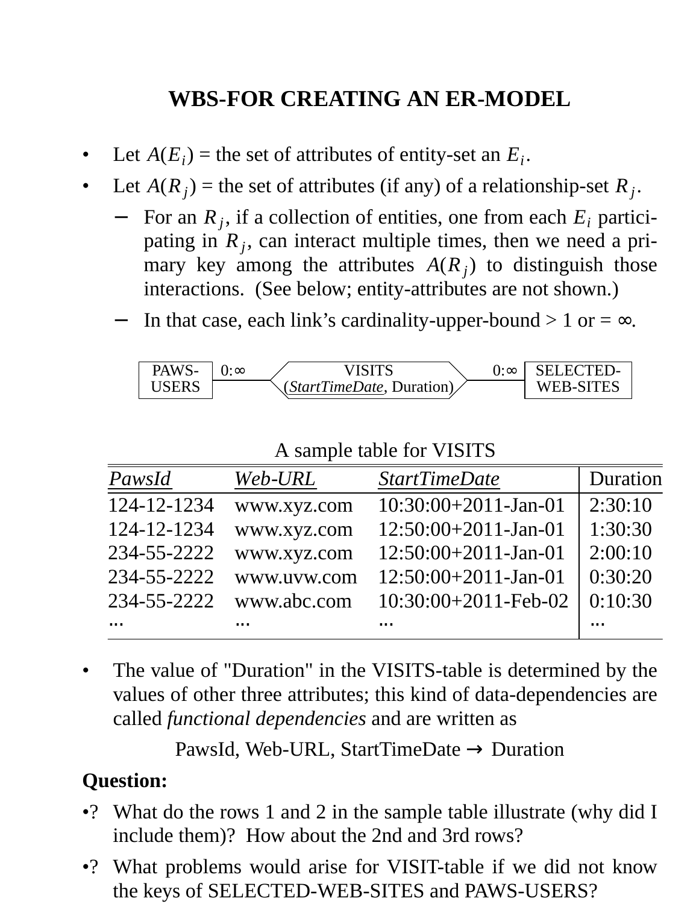# WBS-FOR CREATING AN ER-MODEL

- Let $A(E_i)$ = the set of attributes of entity-set an $E_i$.
- Let $A(R_j)$ = the set of attributes (if any) of a relationship-set $R_j$.
  - For an $R_j$, if a collection of entities, one from each $E_i$ participating in $R_j$, can interact multiple times, then we need a primary key among the attributes $A(R_j)$ to distinguish those interactions. (See below; entity-attributes are not shown.)
  - In that case, each link's cardinality-upper-bound > 1 or = ∞.

```
PAWS-   0:∞          VISITS              0:∞   SELECTED-
USERS  ------ (StartTimeDate, Duration) ------ WEB-SITES
```

A sample table for VISITS

| *PawsId* | *Web-URL* | *StartTimeDate* | Duration |
|---|---|---|---|
| 124-12-1234 | www.xyz.com | 10:30:00+2011-Jan-01 | 2:30:10 |
| 124-12-1234 | www.xyz.com | 12:50:00+2011-Jan-01 | 1:30:30 |
| 234-55-2222 | www.xyz.com | 12:50:00+2011-Jan-01 | 2:00:10 |
| 234-55-2222 | www.uvw.com | 12:50:00+2011-Jan-01 | 0:30:20 |
| 234-55-2222 | www.abc.com | 10:30:00+2011-Feb-02 | 0:10:30 |
| ... | ... | ... | ... |

- The value of "Duration" in the VISITS-table is determined by the values of other three attributes; this kind of data-dependencies are called *functional dependencies* and are written as

$$\text{PawsId, Web-URL, StartTimeDate} \rightarrow \text{Duration}$$

**Question:**

•? What do the rows 1 and 2 in the sample table illustrate (why did I include them)? How about the 2nd and 3rd rows?

•? What problems would arise for VISIT-table if we did not know the keys of SELECTED-WEB-SITES and PAWS-USERS?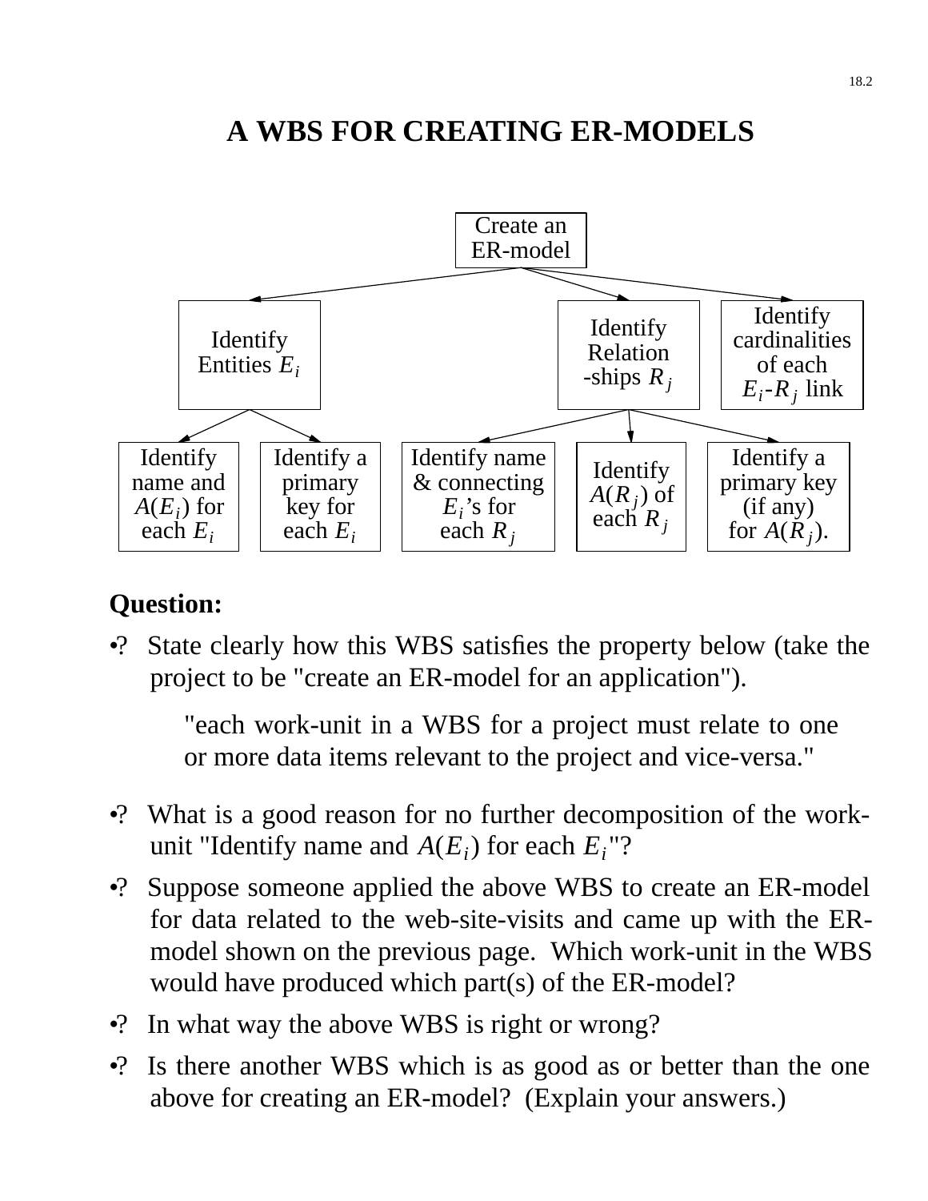# A WBS FOR CREATING ER-MODELS

Create an ER-model

Identify Entities $E_i$

Identify Relation -ships $R_j$

Identify cardinalities of each $E_i$-$R_j$ link

Identify name and $A(E_i)$ for each $E_i$

Identify a primary key for each $E_i$

Identify name & connecting $E_i$'s for each $R_j$

Identify $A(R_j)$ of each $R_j$

Identify a primary key (if any) for $A(R_j)$.

**Question:**

- ? State clearly how this WBS satisfies the property below (take the project to be "create an ER-model for an application").

  "each work-unit in a WBS for a project must relate to one or more data items relevant to the project and vice-versa."

- ? What is a good reason for no further decomposition of the work-unit "Identify name and $A(E_i)$ for each $E_i$"?
- ? Suppose someone applied the above WBS to create an ER-model for data related to the web-site-visits and came up with the ER-model shown on the previous page. Which work-unit in the WBS would have produced which part(s) of the ER-model?
- ? In what way the above WBS is right or wrong?
- ? Is there another WBS which is as good as or better than the one above for creating an ER-model? (Explain your answers.)